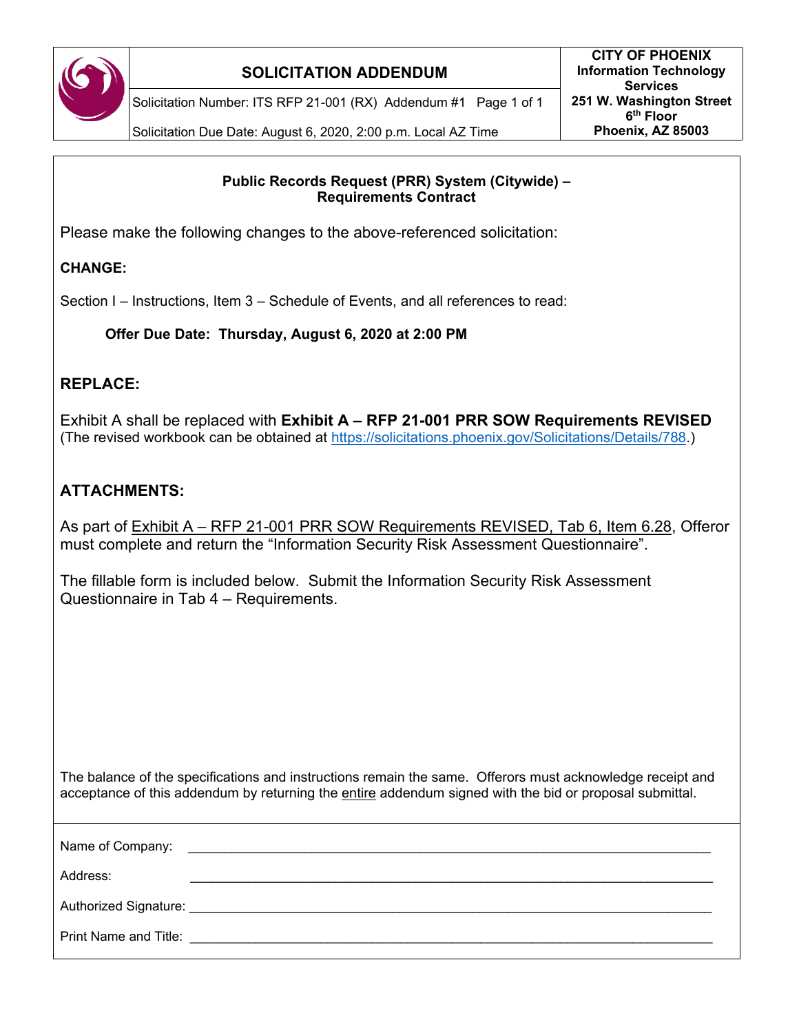# SOLICITATION ADDENDUM

Solicitation Number: ITS RFP 21-001 (RX) Addendum #1

Solicitation Due Date: August 6, 2020, 2:00 p.m. Local AZ Time

**CITY OF PHOENIX**
**Information Technology Services**
**251 W. Washington Street**
**6th Floor**
**Phoenix, AZ 85003**

**Public Records Request (PRR) System (Citywide) – Requirements Contract**

Please make the following changes to the above-referenced solicitation:

**CHANGE:**

Section I – Instructions, Item 3 – Schedule of Events, and all references to read:

**Offer Due Date: Thursday, August 6, 2020 at 2:00 PM**

## REPLACE:

Exhibit A shall be replaced with **Exhibit A – RFP 21-001 PRR SOW Requirements REVISED**
(The revised workbook can be obtained at https://solicitations.phoenix.gov/Solicitations/Details/788.)

## ATTACHMENTS:

As part of Exhibit A – RFP 21-001 PRR SOW Requirements REVISED, Tab 6, Item 6.28, Offeror must complete and return the "Information Security Risk Assessment Questionnaire".

The fillable form is included below. Submit the Information Security Risk Assessment Questionnaire in Tab 4 – Requirements.

The balance of the specifications and instructions remain the same. Offerors must acknowledge receipt and acceptance of this addendum by returning the entire addendum signed with the bid or proposal submittal.

Name of Company: ______________________________

Address: ______________________________

Authorized Signature: ______________________________

Print Name and Title: ______________________________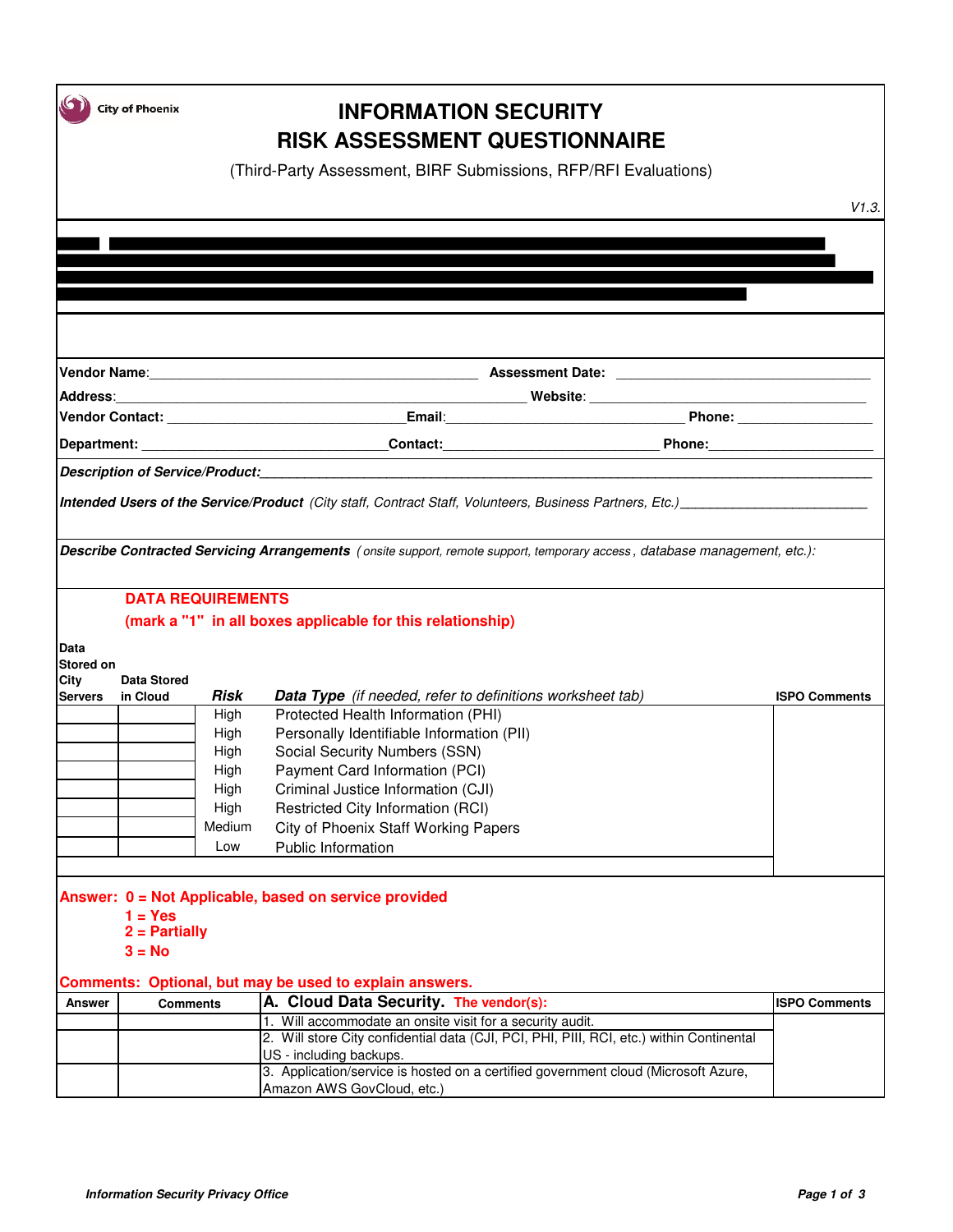City of Phoenix

# INFORMATION SECURITY RISK ASSESSMENT QUESTIONNAIRE

(Third-Party Assessment, BIRF Submissions, RFP/RFI Evaluations)

*V1.3.*

**Vendor Name**:\_\_\_\_\_\_\_\_\_\_\_\_\_\_\_\_\_\_\_\_\_\_\_\_\_\_\_\_\_\_\_\_\_\_\_\_\_\_\_\_\_\_\_\_ **Assessment Date:** \_\_\_\_\_\_\_\_\_\_\_\_\_\_\_\_\_\_\_\_\_\_\_\_\_\_\_\_\_\_\_\_\_\_\_

**Address**:\_\_\_\_\_\_\_\_\_\_\_\_\_\_\_\_\_\_\_\_\_\_\_\_\_\_\_\_\_\_\_\_\_\_\_\_\_\_\_\_\_\_\_\_\_\_\_\_\_\_\_\_ **Website**: \_\_\_\_\_\_\_\_\_\_\_\_\_\_\_\_\_\_\_\_\_\_\_\_\_\_\_\_\_\_\_\_\_\_\_\_\_\_

**Vendor Contact:** \_\_\_\_\_\_\_\_\_\_\_\_\_\_\_\_\_\_\_\_\_\_\_\_\_\_\_\_\_\_\_\_\_**Email**:\_\_\_\_\_\_\_\_\_\_\_\_\_\_\_\_\_\_\_\_\_\_\_\_\_\_\_\_\_\_\_\_\_\_\_ **Phone:** \_\_\_\_\_\_\_\_\_\_\_\_\_\_\_\_\_\_\_

**Department:** \_\_\_\_\_\_\_\_\_\_\_\_\_\_\_\_\_\_\_\_\_\_\_\_\_\_\_\_\_\_\_\_\_**Contact:**\_\_\_\_\_\_\_\_\_\_\_\_\_\_\_\_\_\_\_\_\_\_\_\_\_\_\_\_\_\_ **Phone:**\_\_\_\_\_\_\_\_\_\_\_\_\_\_\_\_\_\_\_\_\_\_

***Description of Service/Product:***\_\_\_\_\_\_\_\_\_\_\_\_\_\_\_\_\_\_\_\_\_\_\_\_\_\_\_\_\_\_\_\_\_\_\_\_\_\_\_\_\_\_\_\_\_\_\_\_\_\_\_\_\_\_\_\_\_\_\_\_\_\_\_\_\_\_\_\_\_\_\_\_\_\_\_\_\_\_\_\_\_\_\_\_\_\_\_\_\_\_\_

***Intended Users of the Service/Product*** *(City staff, Contract Staff, Volunteers, Business Partners, Etc.)*\_\_\_\_\_\_\_\_\_\_\_\_\_\_\_\_\_\_\_\_\_\_\_\_\_\_

***Describe Contracted Servicing Arrangements*** *( onsite support, remote support, temporary access , database management, etc.):*

**DATA REQUIREMENTS**
**(mark a "1" in all boxes applicable for this relationship)**

| Data Stored on City Servers | Data Stored in Cloud | *Risk* | *Data Type (if needed, refer to definitions worksheet tab)* | ISPO Comments |
|---|---|---|---|---|
| | | High | Protected Health Information (PHI) | |
| | | High | Personally Identifiable Information (PII) | |
| | | High | Social Security Numbers (SSN) | |
| | | High | Payment Card Information (PCI) | |
| | | High | Criminal Justice Information (CJI) | |
| | | High | Restricted City Information (RCI) | |
| | | Medium | City of Phoenix Staff Working Papers | |
| | | Low | Public Information | |

**Answer: 0 = Not Applicable, based on service provided**
**1 = Yes**
**2 = Partially**
**3 = No**

**Comments: Optional, but may be used to explain answers.**

| Answer | Comments | **A. Cloud Data Security.** The vendor(s): | ISPO Comments |
|---|---|---|---|
| | | 1. Will accommodate an onsite visit for a security audit. | |
| | | 2. Will store City confidential data (CJI, PCI, PHI, PIII, RCI, etc.) within Continental US - including backups. | |
| | | 3. Application/service is hosted on a certified government cloud (Microsoft Azure, Amazon AWS GovCloud, etc.) | |

*Information Security Privacy Office*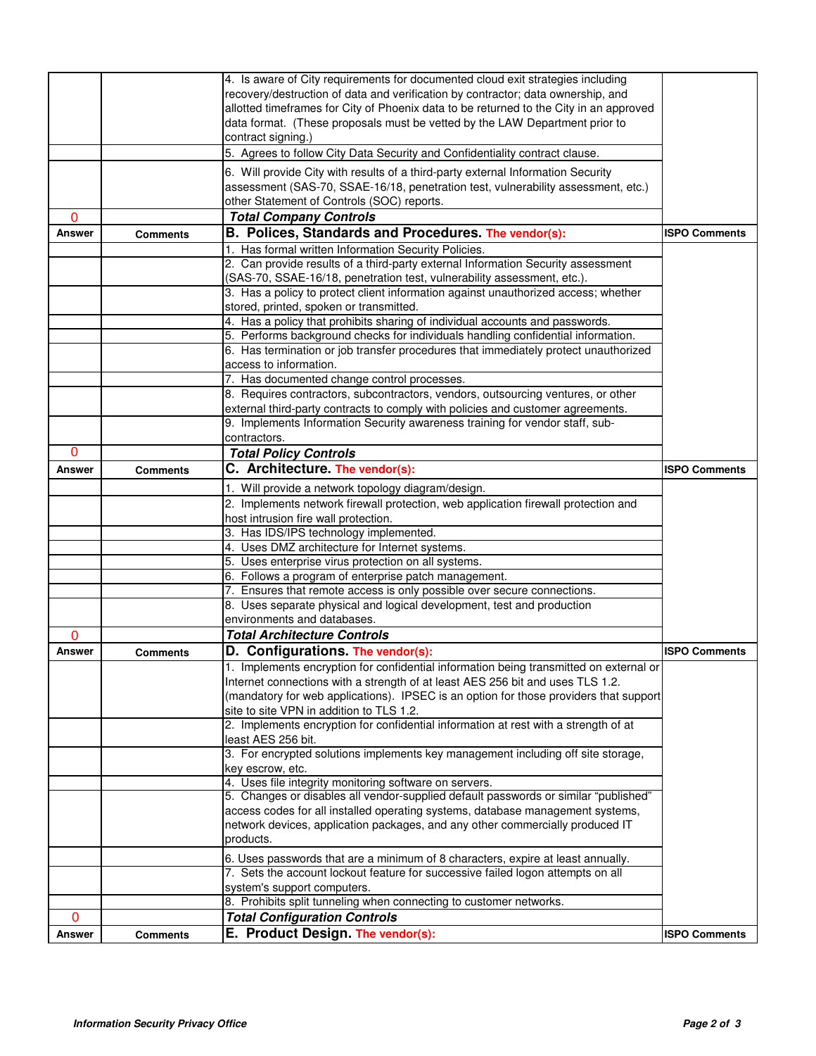| Answer | Comments | Item | ISPO Comments |
|---|---|---|---|
| | | 4. Is aware of City requirements for documented cloud exit strategies including recovery/destruction of data and verification by contractor; data ownership, and allotted timeframes for City of Phoenix data to be returned to the City in an approved data format. (These proposals must be vetted by the LAW Department prior to contract signing.) | |
| | | 5. Agrees to follow City Data Security and Confidentiality contract clause. | |
| | | 6. Will provide City with results of a third-party external Information Security assessment (SAS-70, SSAE-16/18, penetration test, vulnerability assessment, etc.) other Statement of Controls (SOC) reports. | |
| 0 | | ***Total Company Controls*** | |
| **Answer** | **Comments** | **B. Polices, Standards and Procedures.** The vendor(s): | **ISPO Comments** |
| | | 1. Has formal written Information Security Policies. | |
| | | 2. Can provide results of a third-party external Information Security assessment (SAS-70, SSAE-16/18, penetration test, vulnerability assessment, etc.). | |
| | | 3. Has a policy to protect client information against unauthorized access; whether stored, printed, spoken or transmitted. | |
| | | 4. Has a policy that prohibits sharing of individual accounts and passwords. | |
| | | 5. Performs background checks for individuals handling confidential information. | |
| | | 6. Has termination or job transfer procedures that immediately protect unauthorized access to information. | |
| | | 7. Has documented change control processes. | |
| | | 8. Requires contractors, subcontractors, vendors, outsourcing ventures, or other external third-party contracts to comply with policies and customer agreements. | |
| | | 9. Implements Information Security awareness training for vendor staff, sub-contractors. | |
| 0 | | ***Total Policy Controls*** | |
| **Answer** | **Comments** | **C. Architecture.** The vendor(s): | **ISPO Comments** |
| | | 1. Will provide a network topology diagram/design. | |
| | | 2. Implements network firewall protection, web application firewall protection and host intrusion fire wall protection. | |
| | | 3. Has IDS/IPS technology implemented. | |
| | | 4. Uses DMZ architecture for Internet systems. | |
| | | 5. Uses enterprise virus protection on all systems. | |
| | | 6. Follows a program of enterprise patch management. | |
| | | 7. Ensures that remote access is only possible over secure connections. | |
| | | 8. Uses separate physical and logical development, test and production environments and databases. | |
| 0 | | ***Total Architecture Controls*** | |
| **Answer** | **Comments** | **D. Configurations.** The vendor(s): | **ISPO Comments** |
| | | 1. Implements encryption for confidential information being transmitted on external or Internet connections with a strength of at least AES 256 bit and uses TLS 1.2. (mandatory for web applications). IPSEC is an option for those providers that support site to site VPN in addition to TLS 1.2. | |
| | | 2. Implements encryption for confidential information at rest with a strength of at least AES 256 bit. | |
| | | 3. For encrypted solutions implements key management including off site storage, key escrow, etc. | |
| | | 4. Uses file integrity monitoring software on servers. | |
| | | 5. Changes or disables all vendor-supplied default passwords or similar "published" access codes for all installed operating systems, database management systems, network devices, application packages, and any other commercially produced IT products. | |
| | | 6. Uses passwords that are a minimum of 8 characters, expire at least annually. | |
| | | 7. Sets the account lockout feature for successive failed logon attempts on all system's support computers. | |
| | | 8. Prohibits split tunneling when connecting to customer networks. | |
| 0 | | ***Total Configuration Controls*** | |
| **Answer** | **Comments** | **E. Product Design.** The vendor(s): | **ISPO Comments** |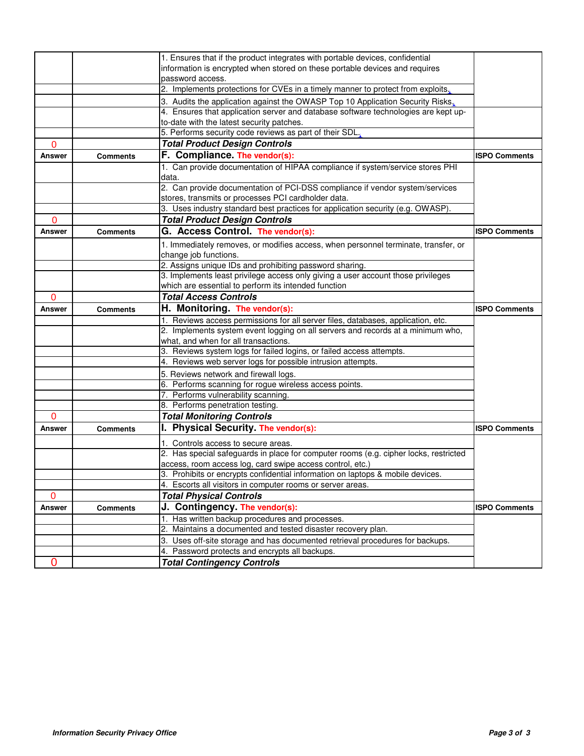| | | | |
|---|---|---|---|
| | | 1. Ensures that if the product integrates with portable devices, confidential information is encrypted when stored on these portable devices and requires password access. | |
| | | 2. Implements protections for CVEs in a timely manner to protect from exploits. | |
| | | 3. Audits the application against the OWASP Top 10 Application Security Risks. | |
| | | 4. Ensures that application server and database software technologies are kept up-to-date with the latest security patches. | |
| | | 5. Performs security code reviews as part of their SDL. | |
| 0 | | ***Total Product Design Controls*** | |
| **Answer** | **Comments** | **F. Compliance.** The vendor(s): | **ISPO Comments** |
| | | 1. Can provide documentation of HIPAA compliance if system/service stores PHI data. | |
| | | 2. Can provide documentation of PCI-DSS compliance if vendor system/services stores, transmits or processes PCI cardholder data. | |
| | | 3. Uses industry standard best practices for application security (e.g. OWASP). | |
| 0 | | ***Total Product Design Controls*** | |
| **Answer** | **Comments** | **G. Access Control.** The vendor(s): | **ISPO Comments** |
| | | 1. Immediately removes, or modifies access, when personnel terminate, transfer, or change job functions. | |
| | | 2. Assigns unique IDs and prohibiting password sharing. | |
| | | 3. Implements least privilege access only giving a user account those privileges which are essential to perform its intended function | |
| 0 | | ***Total Access Controls*** | |
| **Answer** | **Comments** | **H. Monitoring.** The vendor(s): | **ISPO Comments** |
| | | 1. Reviews access permissions for all server files, databases, application, etc. | |
| | | 2. Implements system event logging on all servers and records at a minimum who, what, and when for all transactions. | |
| | | 3. Reviews system logs for failed logins, or failed access attempts. | |
| | | 4. Reviews web server logs for possible intrusion attempts. | |
| | | 5. Reviews network and firewall logs. | |
| | | 6. Performs scanning for rogue wireless access points. | |
| | | 7. Performs vulnerability scanning. | |
| | | 8. Performs penetration testing. | |
| 0 | | ***Total Monitoring Controls*** | |
| **Answer** | **Comments** | **I. Physical Security.** The vendor(s): | **ISPO Comments** |
| | | 1. Controls access to secure areas. | |
| | | 2. Has special safeguards in place for computer rooms (e.g. cipher locks, restricted access, room access log, card swipe access control, etc.) | |
| | | 3. Prohibits or encrypts confidential information on laptops & mobile devices. | |
| | | 4. Escorts all visitors in computer rooms or server areas. | |
| 0 | | ***Total Physical Controls*** | |
| **Answer** | **Comments** | **J. Contingency.** The vendor(s): | **ISPO Comments** |
| | | 1. Has written backup procedures and processes. | |
| | | 2. Maintains a documented and tested disaster recovery plan. | |
| | | 3. Uses off-site storage and has documented retrieval procedures for backups. | |
| | | 4. Password protects and encrypts all backups. | |
| 0 | | ***Total Contingency Controls*** | |